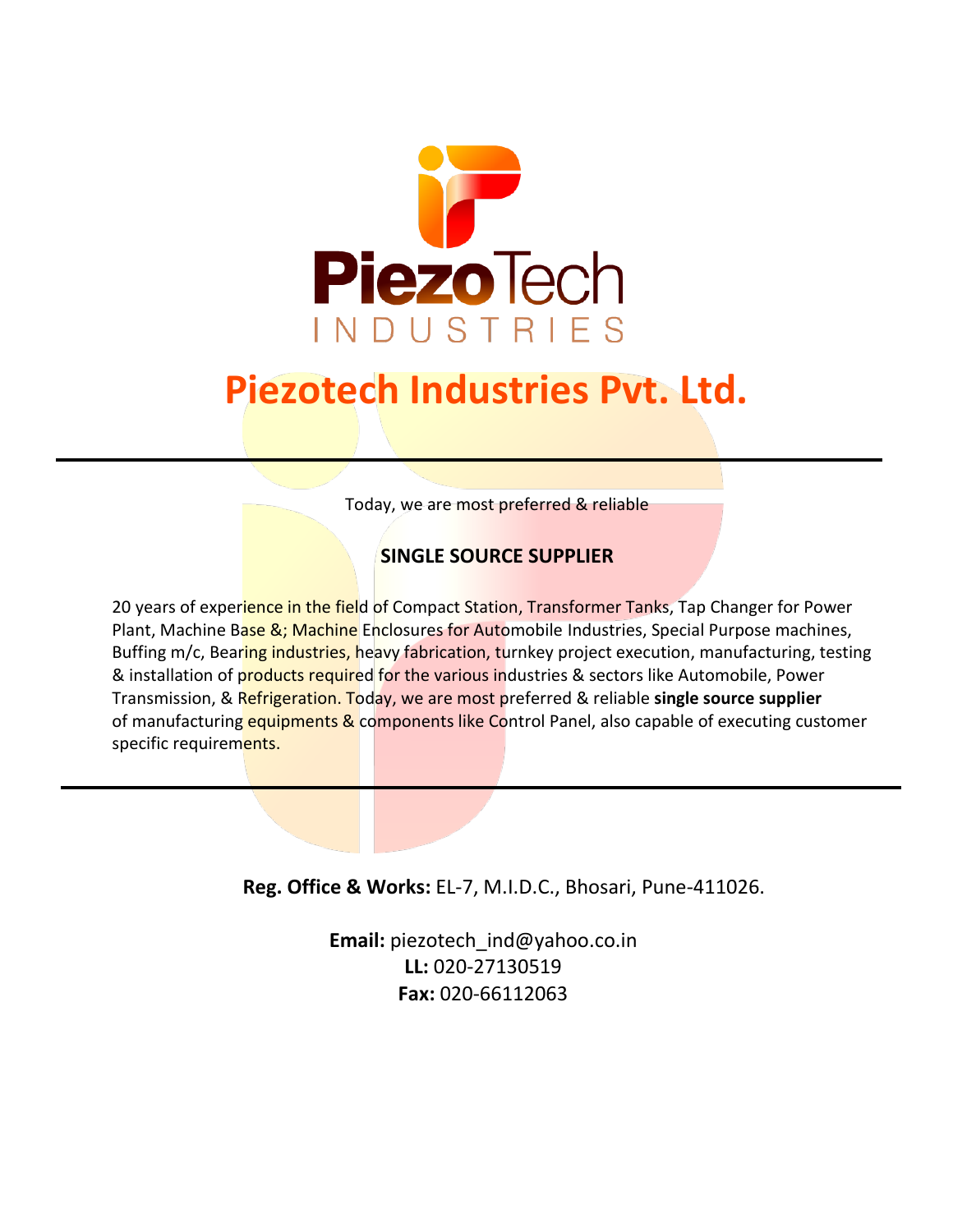PiezoTech INDUSTRIES

# Piezotech Industries Pvt. Ltd.

---

Today, we are most preferred & reliable

**SINGLE SOURCE SUPPLIER**

20 years of experience in the field of Compact Station, Transformer Tanks, Tap Changer for Power Plant, Machine Base &; Machine Enclosures for Automobile Industries, Special Purpose machines, Buffing m/c, Bearing industries, heavy fabrication, turnkey project execution, manufacturing, testing & installation of products required for the various industries & sectors like Automobile, Power Transmission, & Refrigeration. Today, we are most preferred & reliable **single source supplier** of manufacturing equipments & components like Control Panel, also capable of executing customer specific requirements.

---

**Reg. Office & Works:** EL-7, M.I.D.C., Bhosari, Pune-411026.

**Email:** piezotech_ind@yahoo.co.in
**LL:** 020-27130519
**Fax:** 020-66112063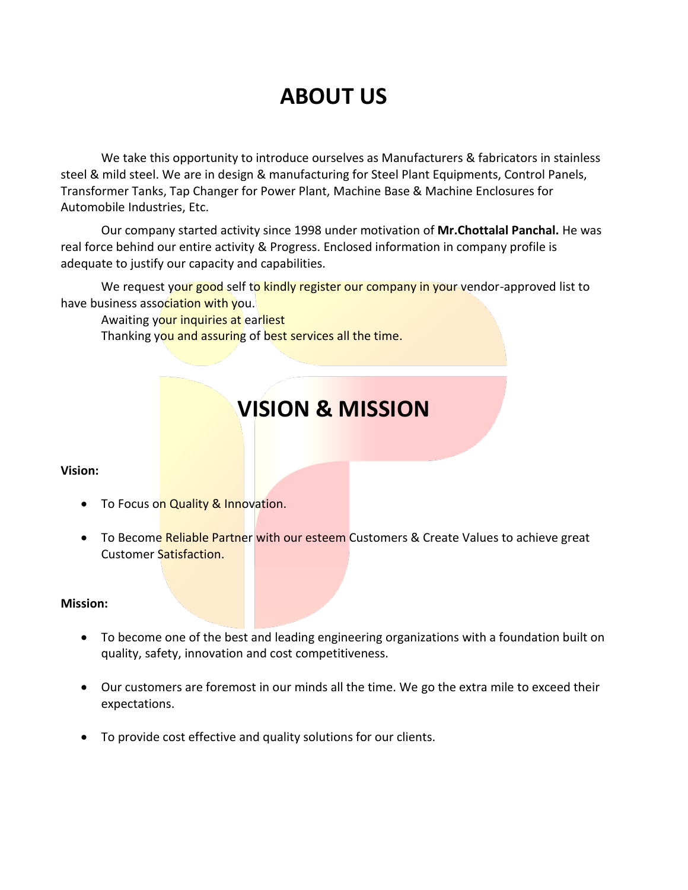# ABOUT US

We take this opportunity to introduce ourselves as Manufacturers & fabricators in stainless steel & mild steel. We are in design & manufacturing for Steel Plant Equipments, Control Panels, Transformer Tanks, Tap Changer for Power Plant, Machine Base & Machine Enclosures for Automobile Industries, Etc.

Our company started activity since 1998 under motivation of **Mr.Chottalal Panchal.** He was real force behind our entire activity & Progress. Enclosed information in company profile is adequate to justify our capacity and capabilities.

We request your good self to kindly register our company in your vendor-approved list to have business association with you.

Awaiting your inquiries at earliest

Thanking you and assuring of best services all the time.

# VISION & MISSION

**Vision:**

- To Focus on Quality & Innovation.
- To Become Reliable Partner with our esteem Customers & Create Values to achieve great Customer Satisfaction.

**Mission:**

- To become one of the best and leading engineering organizations with a foundation built on quality, safety, innovation and cost competitiveness.
- Our customers are foremost in our minds all the time. We go the extra mile to exceed their expectations.
- To provide cost effective and quality solutions for our clients.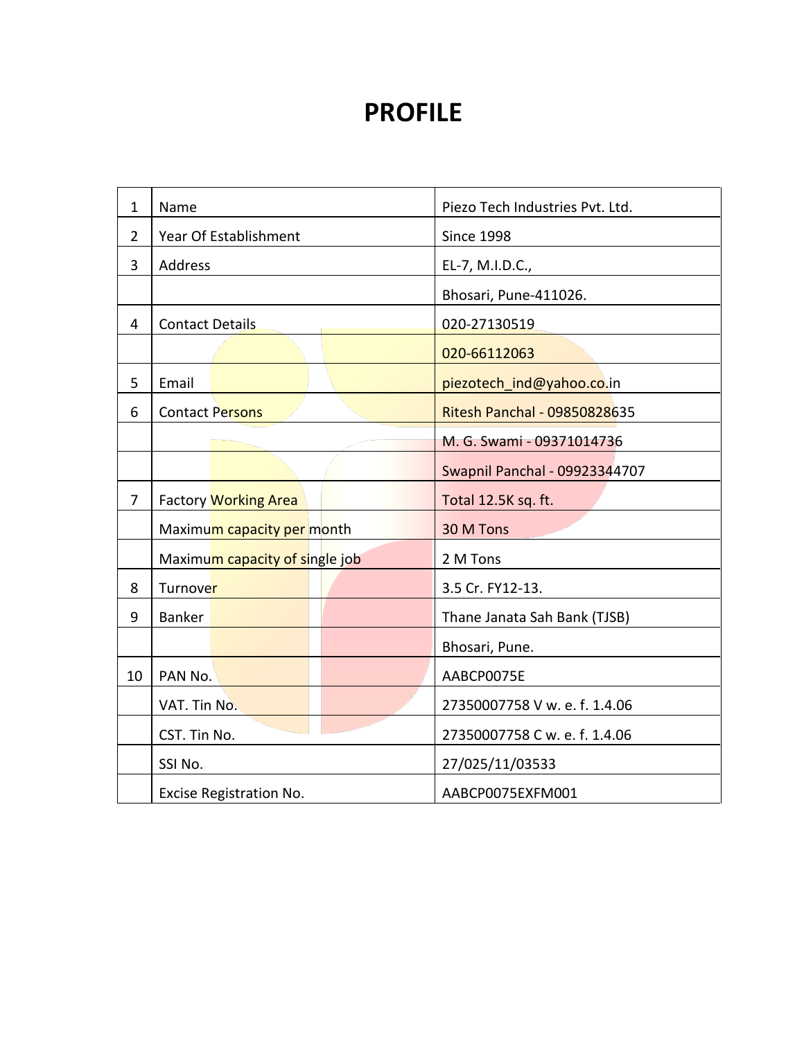# PROFILE

| | | |
|---|---|---|
| 1 | Name | Piezo Tech Industries Pvt. Ltd. |
| 2 | Year Of Establishment | Since 1998 |
| 3 | Address | EL-7, M.I.D.C., |
| | | Bhosari, Pune-411026. |
| 4 | Contact Details | 020-27130519 |
| | | 020-66112063 |
| 5 | Email | piezotech_ind@yahoo.co.in |
| 6 | Contact Persons | Ritesh Panchal - 09850828635 |
| | | M. G. Swami - 09371014736 |
| | | Swapnil Panchal - 09923344707 |
| 7 | Factory Working Area | Total 12.5K sq. ft. |
| | Maximum capacity per month | 30 M Tons |
| | Maximum capacity of single job | 2 M Tons |
| 8 | Turnover | 3.5 Cr. FY12-13. |
| 9 | Banker | Thane Janata Sah Bank (TJSB) |
| | | Bhosari, Pune. |
| 10 | PAN No. | AABCP0075E |
| | VAT. Tin No. | 27350007758 V w. e. f. 1.4.06 |
| | CST. Tin No. | 27350007758 C w. e. f. 1.4.06 |
| | SSI No. | 27/025/11/03533 |
| | Excise Registration No. | AABCP0075EXFM001 |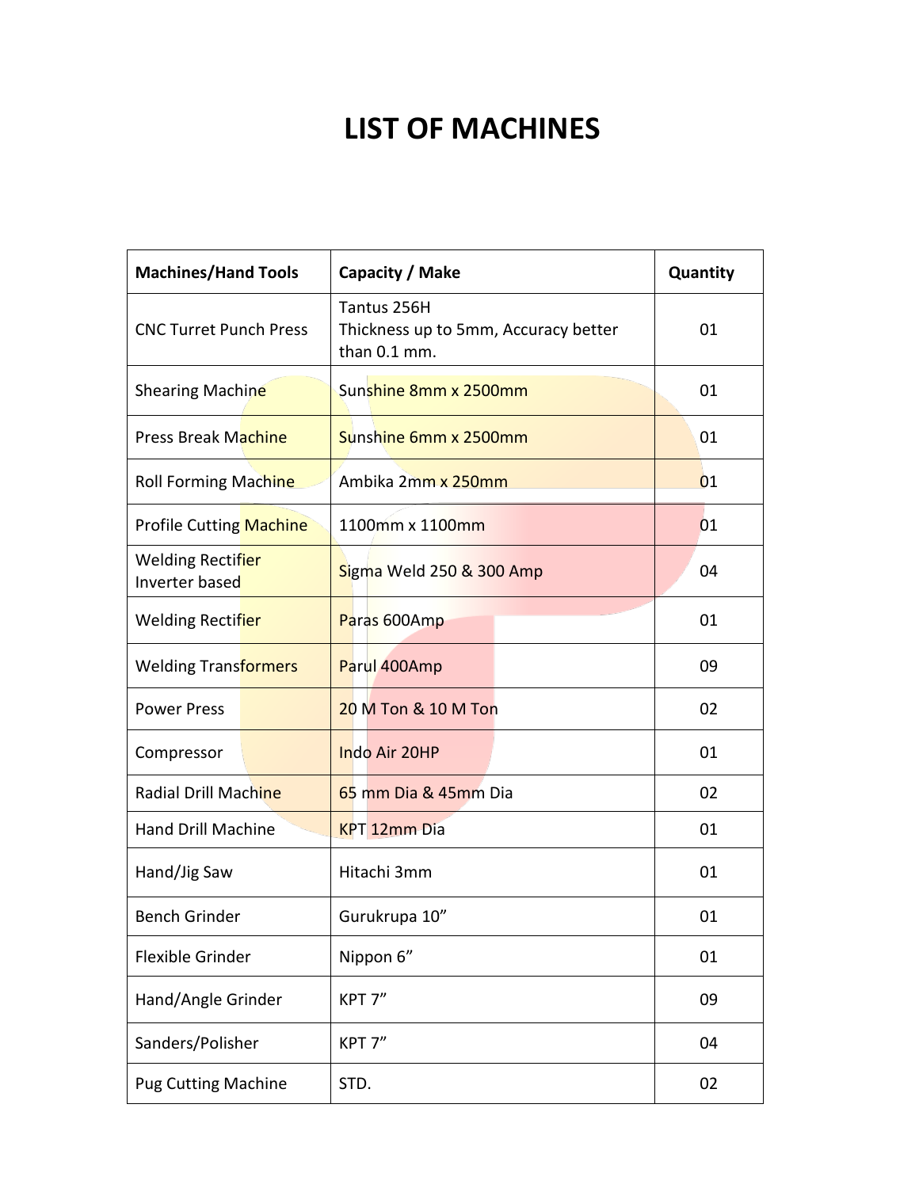# LIST OF MACHINES

| Machines/Hand Tools | Capacity / Make | Quantity |
|---|---|---|
| CNC Turret Punch Press | Tantus 256H Thickness up to 5mm, Accuracy better than 0.1 mm. | 01 |
| Shearing Machine | Sunshine 8mm x 2500mm | 01 |
| Press Break Machine | Sunshine 6mm x 2500mm | 01 |
| Roll Forming Machine | Ambika 2mm x 250mm | 01 |
| Profile Cutting Machine | 1100mm x 1100mm | 01 |
| Welding Rectifier Inverter based | Sigma Weld 250 & 300 Amp | 04 |
| Welding Rectifier | Paras 600Amp | 01 |
| Welding Transformers | Parul 400Amp | 09 |
| Power Press | 20 M Ton & 10 M Ton | 02 |
| Compressor | Indo Air 20HP | 01 |
| Radial Drill Machine | 65 mm Dia & 45mm Dia | 02 |
| Hand Drill Machine | KPT 12mm Dia | 01 |
| Hand/Jig Saw | Hitachi 3mm | 01 |
| Bench Grinder | Gurukrupa 10” | 01 |
| Flexible Grinder | Nippon 6” | 01 |
| Hand/Angle Grinder | KPT 7” | 09 |
| Sanders/Polisher | KPT 7” | 04 |
| Pug Cutting Machine | STD. | 02 |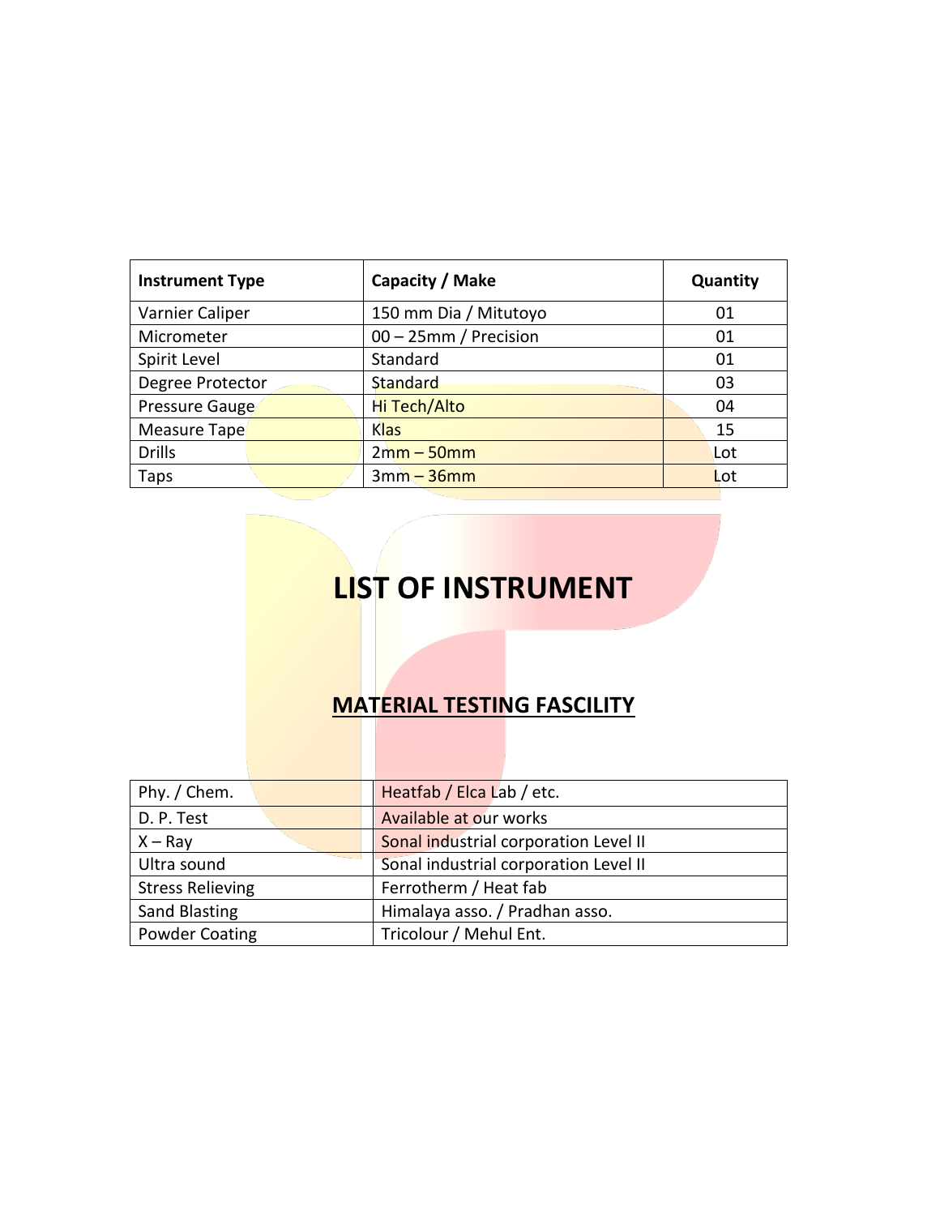| Instrument Type | Capacity / Make | Quantity |
|---|---|---|
| Varnier Caliper | 150 mm Dia / Mitutoyo | 01 |
| Micrometer | 00 – 25mm / Precision | 01 |
| Spirit Level | Standard | 01 |
| Degree Protector | Standard | 03 |
| Pressure Gauge | Hi Tech/Alto | 04 |
| Measure Tape | Klas | 15 |
| Drills | 2mm – 50mm | Lot |
| Taps | 3mm – 36mm | Lot |

# LIST OF INSTRUMENT

## MATERIAL TESTING FASCILITY

| | |
|---|---|
| Phy. / Chem. | Heatfab / Elca Lab / etc. |
| D. P. Test | Available at our works |
| X – Ray | Sonal industrial corporation Level II |
| Ultra sound | Sonal industrial corporation Level II |
| Stress Relieving | Ferrotherm / Heat fab |
| Sand Blasting | Himalaya asso. / Pradhan asso. |
| Powder Coating | Tricolour / Mehul Ent. |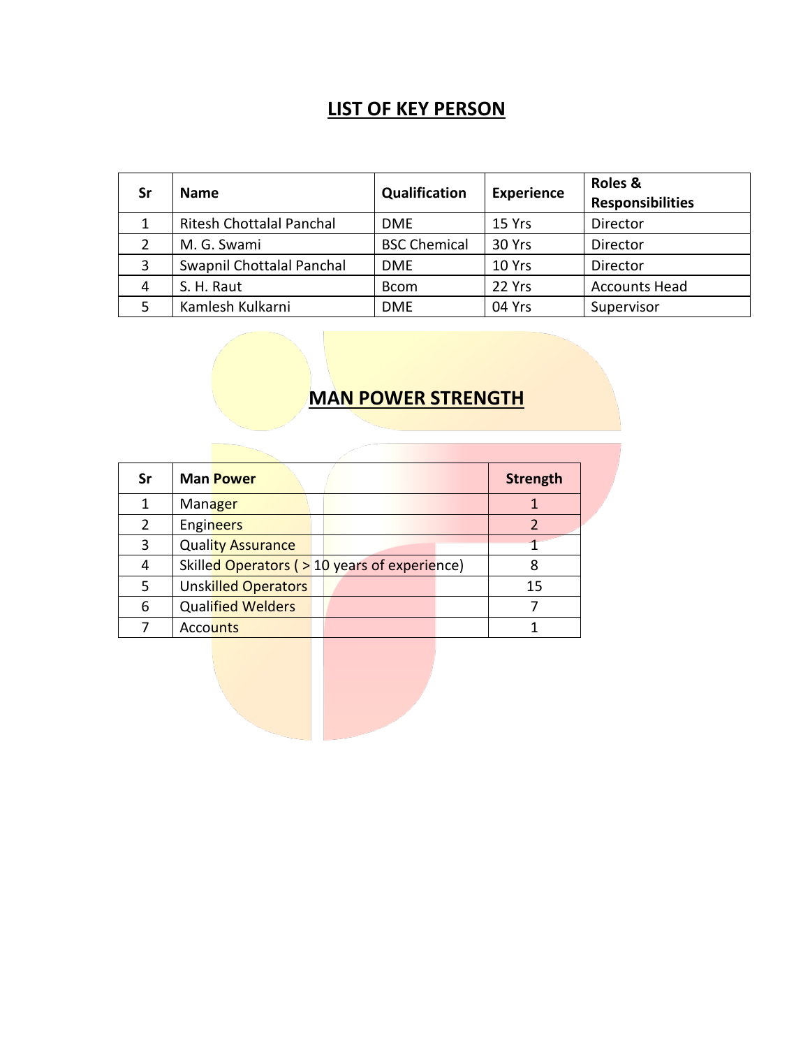## LIST OF KEY PERSON

| Sr | Name | Qualification | Experience | Roles & Responsibilities |
|---|---|---|---|---|
| 1 | Ritesh Chottalal Panchal | DME | 15 Yrs | Director |
| 2 | M. G. Swami | BSC Chemical | 30 Yrs | Director |
| 3 | Swapnil Chottalal Panchal | DME | 10 Yrs | Director |
| 4 | S. H. Raut | Bcom | 22 Yrs | Accounts Head |
| 5 | Kamlesh Kulkarni | DME | 04 Yrs | Supervisor |

## MAN POWER STRENGTH

| Sr | Man Power | Strength |
|---|---|---|
| 1 | Manager | 1 |
| 2 | Engineers | 2 |
| 3 | Quality Assurance | 1 |
| 4 | Skilled Operators ( > 10 years of experience) | 8 |
| 5 | Unskilled Operators | 15 |
| 6 | Qualified Welders | 7 |
| 7 | Accounts | 1 |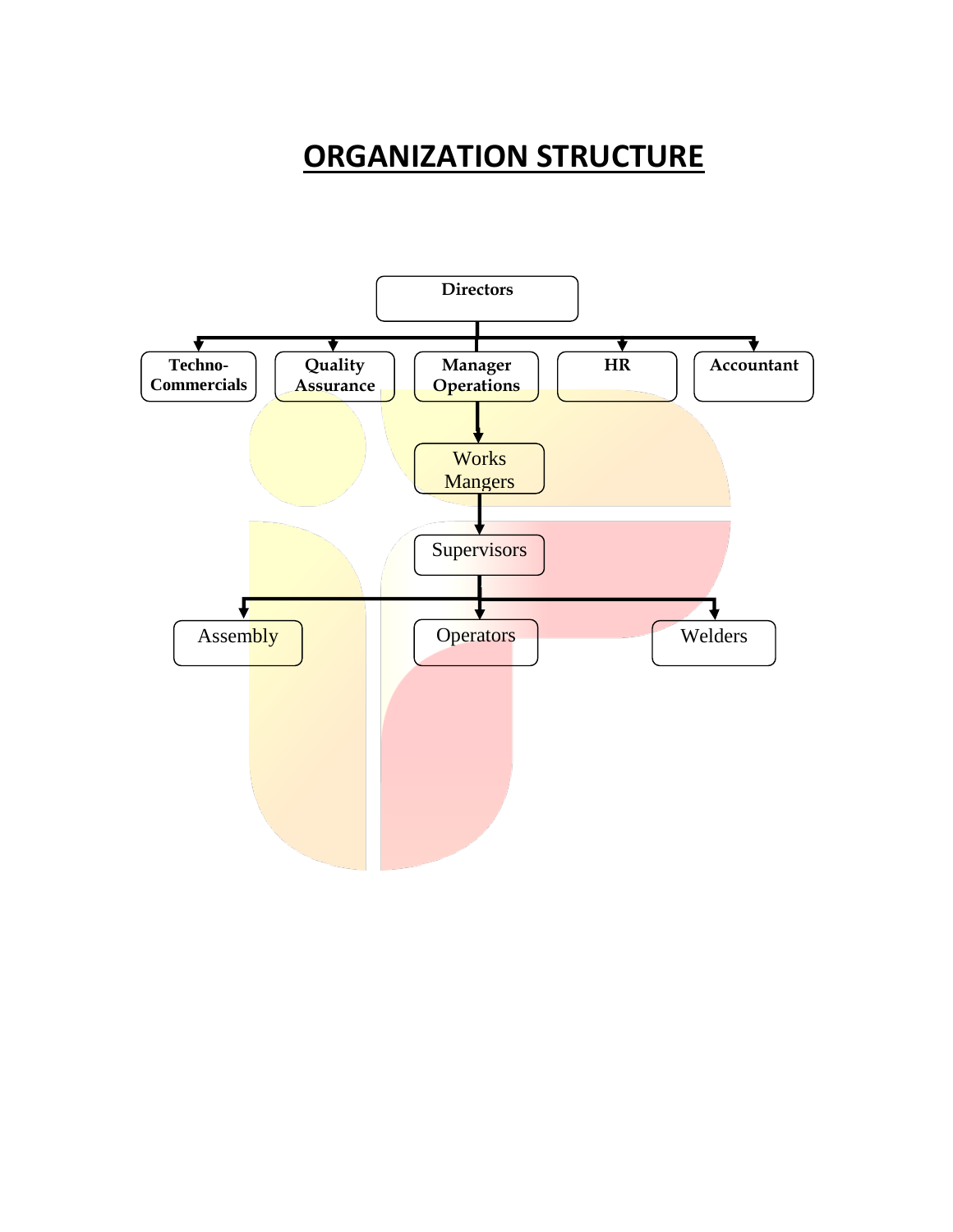# ORGANIZATION STRUCTURE

- **Directors**
  - **Techno-Commercials**
  - **Quality Assurance**
  - **Manager Operations**
    - Works Mangers
      - Supervisors
        - Assembly
        - Operators
        - Welders
  - **HR**
  - **Accountant**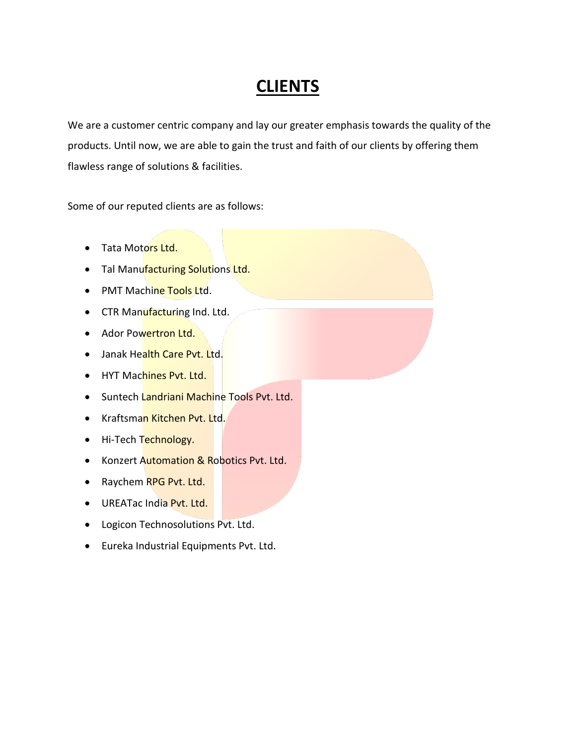# CLIENTS

We are a customer centric company and lay our greater emphasis towards the quality of the products. Until now, we are able to gain the trust and faith of our clients by offering them flawless range of solutions & facilities.

Some of our reputed clients are as follows:

- Tata Motors Ltd.
- Tal Manufacturing Solutions Ltd.
- PMT Machine Tools Ltd.
- CTR Manufacturing Ind. Ltd.
- Ador Powertron Ltd.
- Janak Health Care Pvt. Ltd.
- HYT Machines Pvt. Ltd.
- Suntech Landriani Machine Tools Pvt. Ltd.
- Kraftsman Kitchen Pvt. Ltd.
- Hi-Tech Technology.
- Konzert Automation & Robotics Pvt. Ltd.
- Raychem RPG Pvt. Ltd.
- UREATac India Pvt. Ltd.
- Logicon Technosolutions Pvt. Ltd.
- Eureka Industrial Equipments Pvt. Ltd.